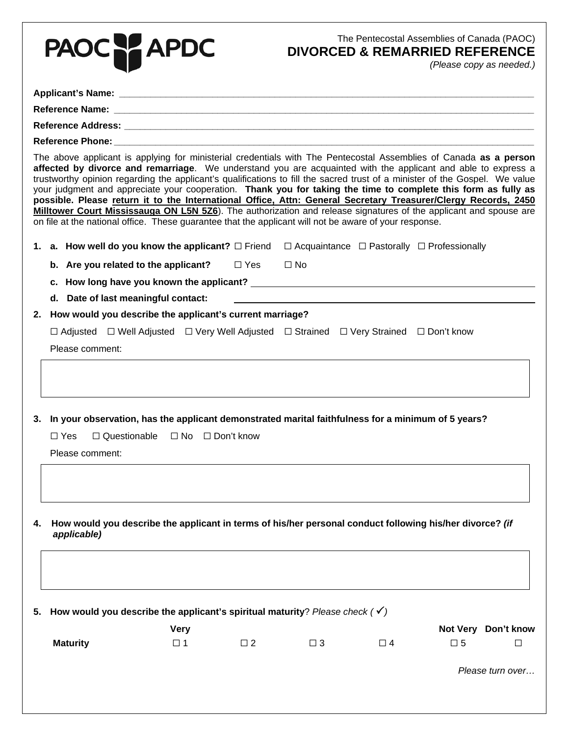PAOC APDC

The Pentecostal Assemblies of Canada (PAOC)

# DIVORCED & REMARRIED REFERENCE

*(Please copy as needed.)*

**Applicant's Name:** ___________________________________________

**Reference Name:** ___________________________________________

**Reference Address:** ___________________________________________

**Reference Phone:** ___________________________________________

The above applicant is applying for ministerial credentials with The Pentecostal Assemblies of Canada **as a person affected by divorce and remarriage**. We understand you are acquainted with the applicant and able to express a trustworthy opinion regarding the applicant's qualifications to fill the sacred trust of a minister of the Gospel. We value your judgment and appreciate your cooperation. **Thank you for taking the time to complete this form as fully as possible. Please <u>return it to the International Office, Attn: General Secretary Treasurer/Clergy Records, 2450 Milltower Court Mississauga ON L5N 5Z6</u>**). The authorization and release signatures of the applicant and spouse are on file at the national office. These guarantee that the applicant will not be aware of your response.

1. **a. How well do you know the applicant?** ☐ Friend ☐ Acquaintance ☐ Pastorally ☐ Professionally

   **b. Are you related to the applicant?** ☐ Yes ☐ No

   **c. How long have you known the applicant?** ___________________________

   **d. Date of last meaningful contact:** ___________________________

2. **How would you describe the applicant's current marriage?**

   ☐ Adjusted ☐ Well Adjusted ☐ Very Well Adjusted ☐ Strained ☐ Very Strained ☐ Don't know

   Please comment:

3. **In your observation, has the applicant demonstrated marital faithfulness for a minimum of 5 years?**

   ☐ Yes ☐ Questionable ☐ No ☐ Don't know

   Please comment:

4. **How would you describe the applicant in terms of his/her personal conduct following his/her divorce?** ***(if applicable)***

5. **How would you describe the applicant's spiritual maturity**? *Please check ( ✓)*

| | Very | | | | Not Very | Don't know |
|---|---|---|---|---|---|---|
| **Maturity** | ☐ 1 | ☐ 2 | ☐ 3 | ☐ 4 | ☐ 5 | ☐ |

*Please turn over…*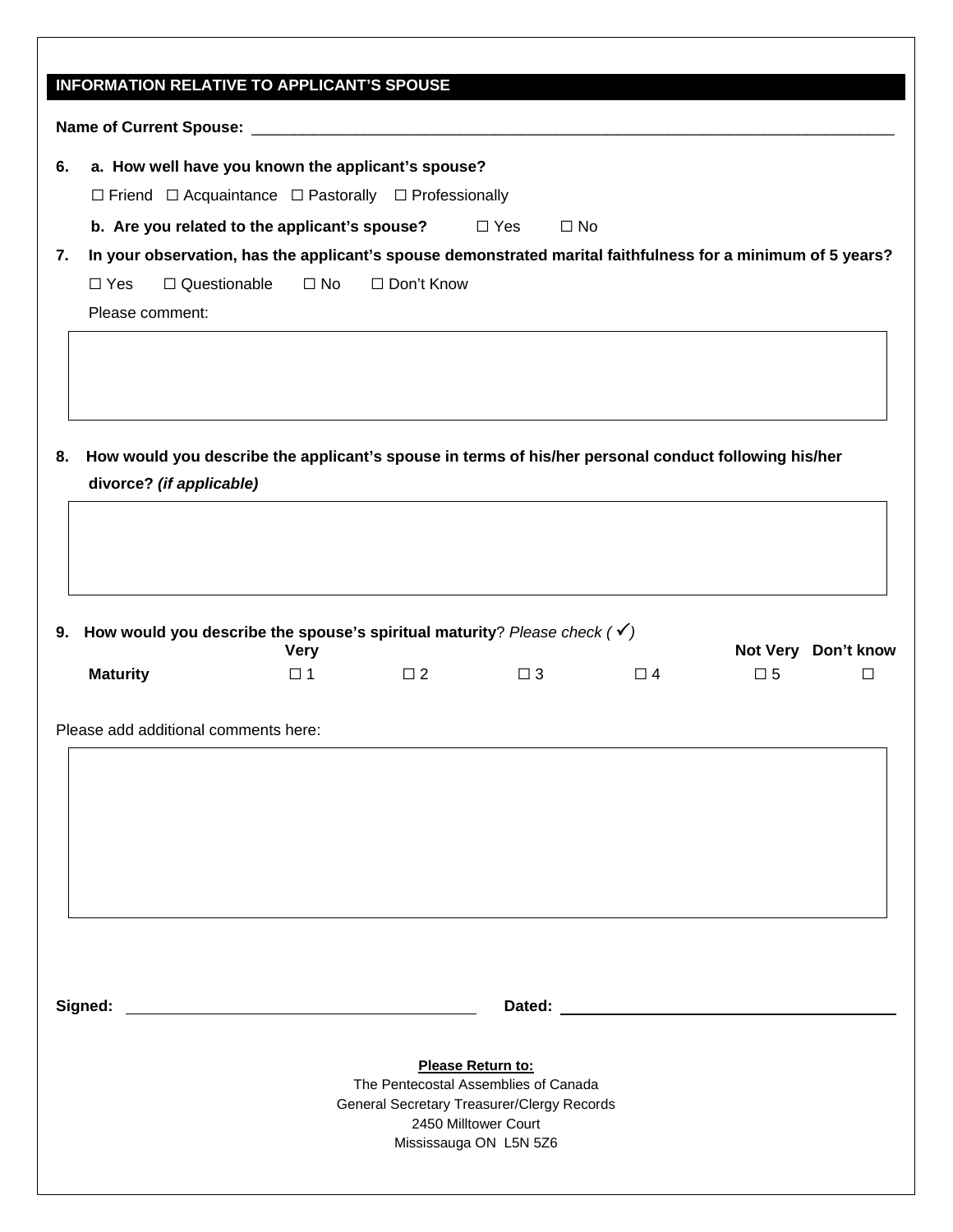## INFORMATION RELATIVE TO APPLICANT'S SPOUSE

**Name of Current Spouse:** ______________________________________________________________________________

**6.** **a. How well have you known the applicant's spouse?**

☐ Friend ☐ Acquaintance ☐ Pastorally ☐ Professionally

**b. Are you related to the applicant's spouse?** ☐ Yes ☐ No

**7.** **In your observation, has the applicant's spouse demonstrated marital faithfulness for a minimum of 5 years?**

☐ Yes ☐ Questionable ☐ No ☐ Don't Know

Please comment:

**8.** **How would you describe the applicant's spouse in terms of his/her personal conduct following his/her divorce?** ***(if applicable)***

**9.** **How would you describe the spouse's spiritual maturity**? *Please check (✓)*

| | Very | | | | Not Very | Don't know |
|---|---|---|---|---|---|---|
| **Maturity** | ☐ 1 | ☐ 2 | ☐ 3 | ☐ 4 | ☐ 5 | ☐ |

Please add additional comments here:

**Signed:** ________________________________ **Dated:** ________________________________

**Please Return to:**

The Pentecostal Assemblies of Canada
General Secretary Treasurer/Clergy Records
2450 Milltower Court
Mississauga ON L5N 5Z6